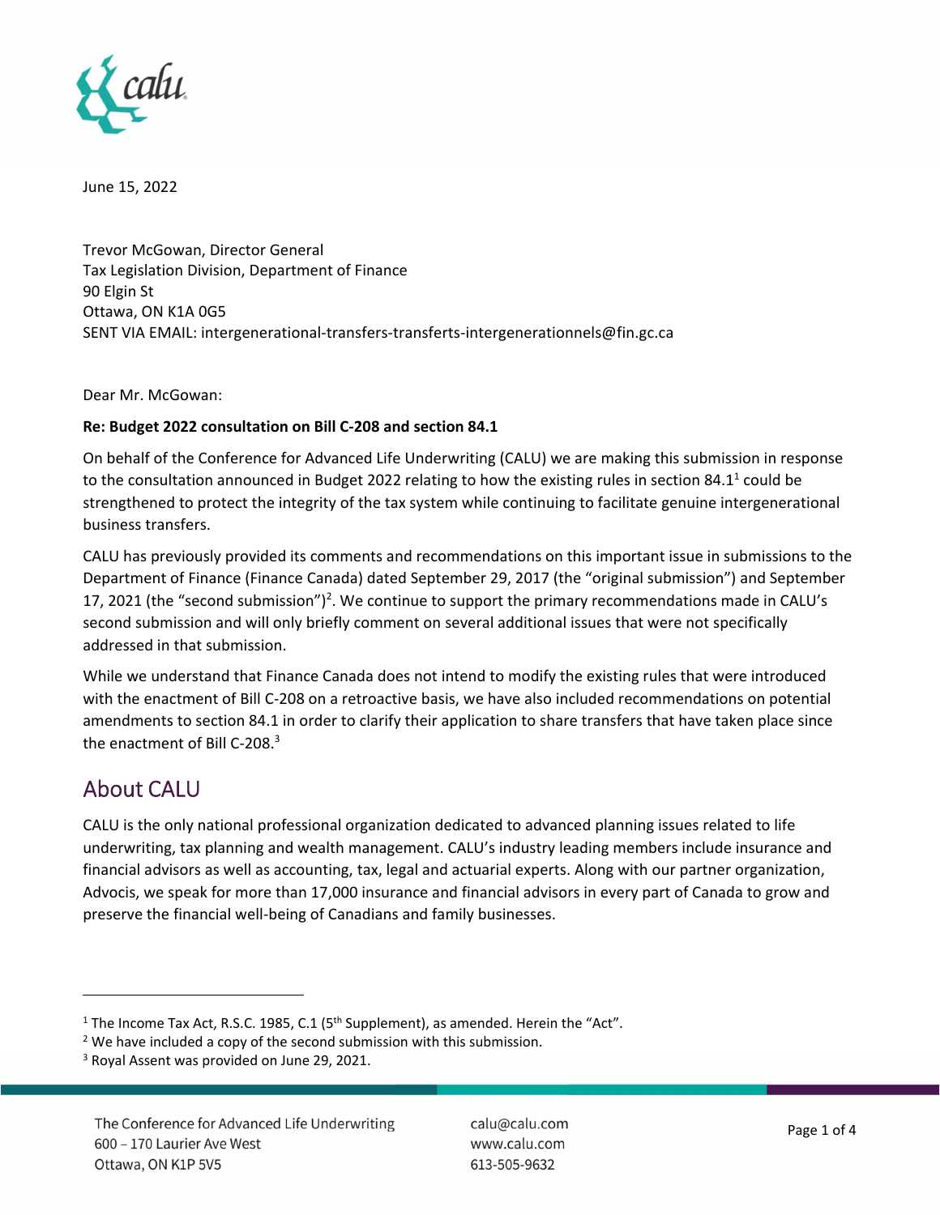June 15, 2022

Trevor McGowan, Director General
Tax Legislation Division, Department of Finance
90 Elgin St
Ottawa, ON K1A 0G5
SENT VIA EMAIL: intergenerational-transfers-transferts-intergenerationnels@fin.gc.ca

Dear Mr. McGowan:

**Re: Budget 2022 consultation on Bill C-208 and section 84.1**

On behalf of the Conference for Advanced Life Underwriting (CALU) we are making this submission in response to the consultation announced in Budget 2022 relating to how the existing rules in section 84.1[1] could be strengthened to protect the integrity of the tax system while continuing to facilitate genuine intergenerational business transfers.

CALU has previously provided its comments and recommendations on this important issue in submissions to the Department of Finance (Finance Canada) dated September 29, 2017 (the "original submission") and September 17, 2021 (the "second submission")[2]. We continue to support the primary recommendations made in CALU's second submission and will only briefly comment on several additional issues that were not specifically addressed in that submission.

While we understand that Finance Canada does not intend to modify the existing rules that were introduced with the enactment of Bill C-208 on a retroactive basis, we have also included recommendations on potential amendments to section 84.1 in order to clarify their application to share transfers that have taken place since the enactment of Bill C-208.[3]

## About CALU

CALU is the only national professional organization dedicated to advanced planning issues related to life underwriting, tax planning and wealth management. CALU's industry leading members include insurance and financial advisors as well as accounting, tax, legal and actuarial experts. Along with our partner organization, Advocis, we speak for more than 17,000 insurance and financial advisors in every part of Canada to grow and preserve the financial well-being of Canadians and family businesses.

---

[1] The Income Tax Act, R.S.C. 1985, C.1 (5th Supplement), as amended. Herein the "Act".

[2] We have included a copy of the second submission with this submission.

[3] Royal Assent was provided on June 29, 2021.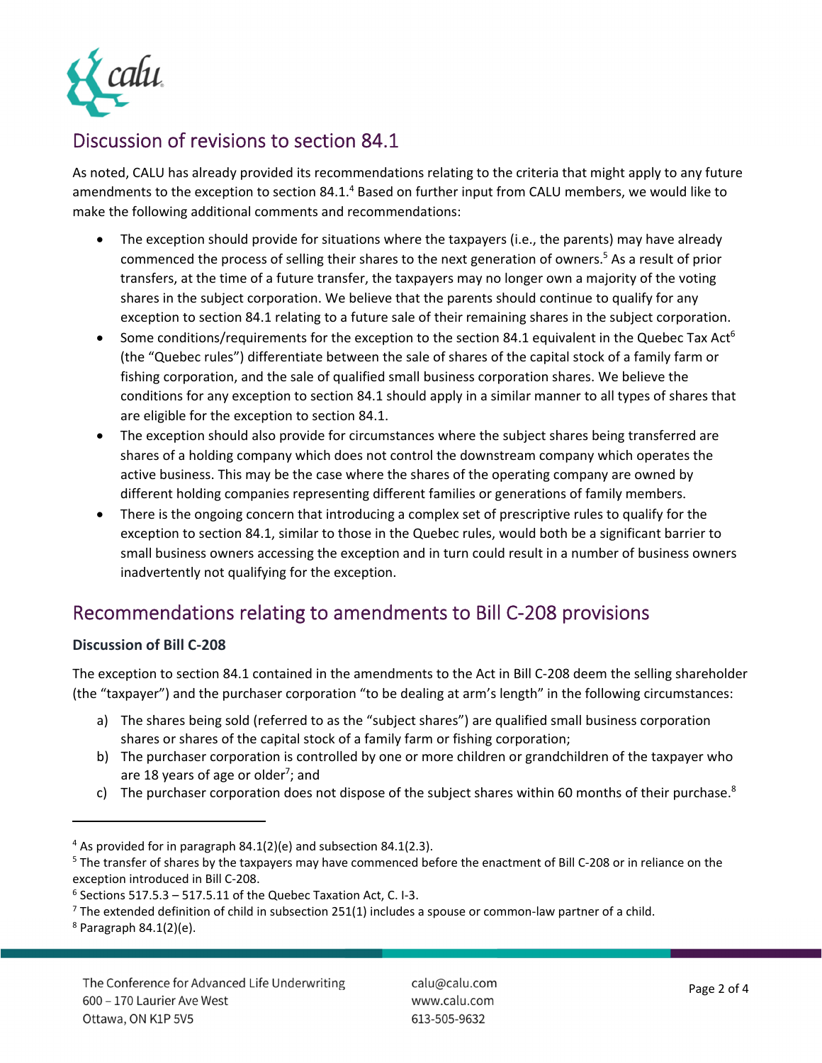## Discussion of revisions to section 84.1

As noted, CALU has already provided its recommendations relating to the criteria that might apply to any future amendments to the exception to section 84.1.[4] Based on further input from CALU members, we would like to make the following additional comments and recommendations:

- The exception should provide for situations where the taxpayers (i.e., the parents) may have already commenced the process of selling their shares to the next generation of owners.[5] As a result of prior transfers, at the time of a future transfer, the taxpayers may no longer own a majority of the voting shares in the subject corporation. We believe that the parents should continue to qualify for any exception to section 84.1 relating to a future sale of their remaining shares in the subject corporation.
- Some conditions/requirements for the exception to the section 84.1 equivalent in the Quebec Tax Act[6] (the "Quebec rules") differentiate between the sale of shares of the capital stock of a family farm or fishing corporation, and the sale of qualified small business corporation shares. We believe the conditions for any exception to section 84.1 should apply in a similar manner to all types of shares that are eligible for the exception to section 84.1.
- The exception should also provide for circumstances where the subject shares being transferred are shares of a holding company which does not control the downstream company which operates the active business. This may be the case where the shares of the operating company are owned by different holding companies representing different families or generations of family members.
- There is the ongoing concern that introducing a complex set of prescriptive rules to qualify for the exception to section 84.1, similar to those in the Quebec rules, would both be a significant barrier to small business owners accessing the exception and in turn could result in a number of business owners inadvertently not qualifying for the exception.

## Recommendations relating to amendments to Bill C-208 provisions

### Discussion of Bill C-208

The exception to section 84.1 contained in the amendments to the Act in Bill C-208 deem the selling shareholder (the "taxpayer") and the purchaser corporation "to be dealing at arm's length" in the following circumstances:

a) The shares being sold (referred to as the "subject shares") are qualified small business corporation shares or shares of the capital stock of a family farm or fishing corporation;
b) The purchaser corporation is controlled by one or more children or grandchildren of the taxpayer who are 18 years of age or older[7]; and
c) The purchaser corporation does not dispose of the subject shares within 60 months of their purchase.[8]

---

[4] As provided for in paragraph 84.1(2)(e) and subsection 84.1(2.3).

[5] The transfer of shares by the taxpayers may have commenced before the enactment of Bill C-208 or in reliance on the exception introduced in Bill C-208.

[6] Sections 517.5.3 – 517.5.11 of the Quebec Taxation Act, C. I-3.

[7] The extended definition of child in subsection 251(1) includes a spouse or common-law partner of a child.

[8] Paragraph 84.1(2)(e).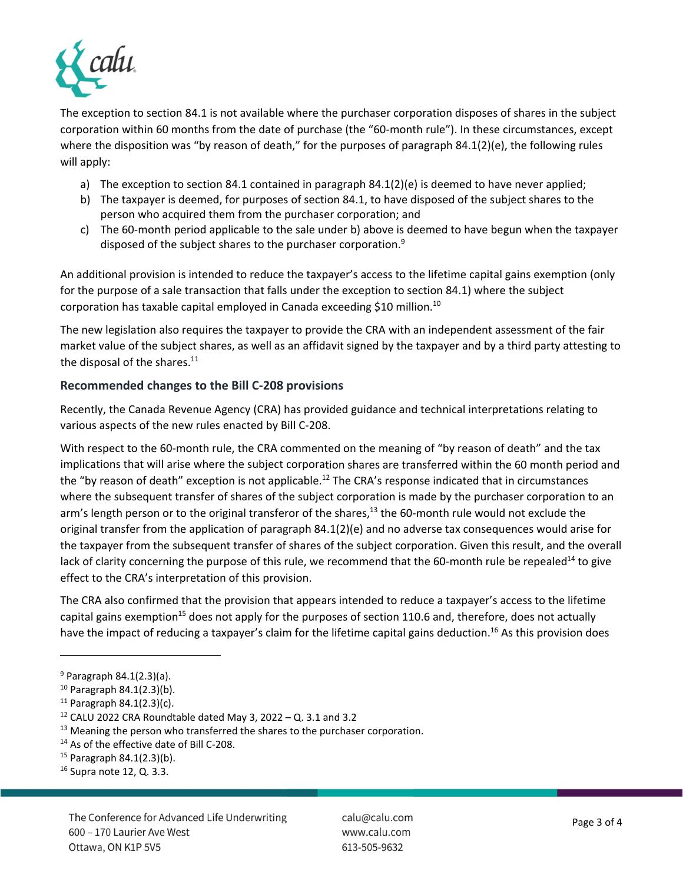The exception to section 84.1 is not available where the purchaser corporation disposes of shares in the subject corporation within 60 months from the date of purchase (the "60-month rule"). In these circumstances, except where the disposition was "by reason of death," for the purposes of paragraph 84.1(2)(e), the following rules will apply:

a) The exception to section 84.1 contained in paragraph 84.1(2)(e) is deemed to have never applied;
b) The taxpayer is deemed, for purposes of section 84.1, to have disposed of the subject shares to the person who acquired them from the purchaser corporation; and
c) The 60-month period applicable to the sale under b) above is deemed to have begun when the taxpayer disposed of the subject shares to the purchaser corporation.[9]

An additional provision is intended to reduce the taxpayer's access to the lifetime capital gains exemption (only for the purpose of a sale transaction that falls under the exception to section 84.1) where the subject corporation has taxable capital employed in Canada exceeding $10 million.[10]

The new legislation also requires the taxpayer to provide the CRA with an independent assessment of the fair market value of the subject shares, as well as an affidavit signed by the taxpayer and by a third party attesting to the disposal of the shares.[11]

### Recommended changes to the Bill C-208 provisions

Recently, the Canada Revenue Agency (CRA) has provided guidance and technical interpretations relating to various aspects of the new rules enacted by Bill C-208.

With respect to the 60-month rule, the CRA commented on the meaning of "by reason of death" and the tax implications that will arise where the subject corporation shares are transferred within the 60 month period and the "by reason of death" exception is not applicable.[12] The CRA's response indicated that in circumstances where the subsequent transfer of shares of the subject corporation is made by the purchaser corporation to an arm's length person or to the original transferor of the shares,[13] the 60-month rule would not exclude the original transfer from the application of paragraph 84.1(2)(e) and no adverse tax consequences would arise for the taxpayer from the subsequent transfer of shares of the subject corporation. Given this result, and the overall lack of clarity concerning the purpose of this rule, we recommend that the 60-month rule be repealed[14] to give effect to the CRA's interpretation of this provision.

The CRA also confirmed that the provision that appears intended to reduce a taxpayer's access to the lifetime capital gains exemption[15] does not apply for the purposes of section 110.6 and, therefore, does not actually have the impact of reducing a taxpayer's claim for the lifetime capital gains deduction.[16] As this provision does

---

[9] Paragraph 84.1(2.3)(a).
[10] Paragraph 84.1(2.3)(b).
[11] Paragraph 84.1(2.3)(c).
[12] CALU 2022 CRA Roundtable dated May 3, 2022 – Q. 3.1 and 3.2
[13] Meaning the person who transferred the shares to the purchaser corporation.
[14] As of the effective date of Bill C-208.
[15] Paragraph 84.1(2.3)(b).
[16] Supra note 12, Q. 3.3.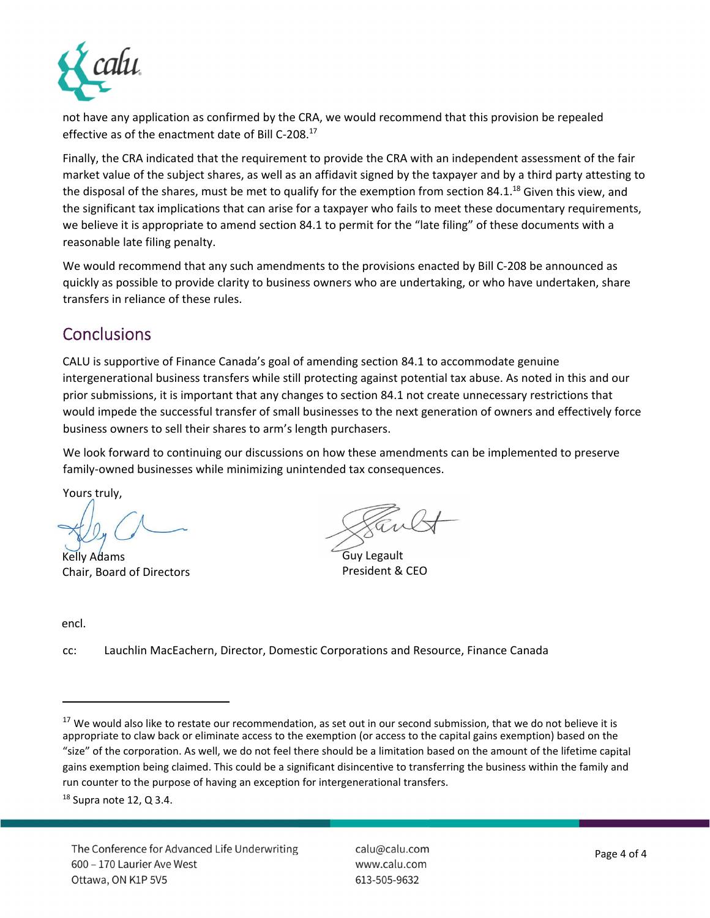not have any application as confirmed by the CRA, we would recommend that this provision be repealed effective as of the enactment date of Bill C-208.[17]

Finally, the CRA indicated that the requirement to provide the CRA with an independent assessment of the fair market value of the subject shares, as well as an affidavit signed by the taxpayer and by a third party attesting to the disposal of the shares, must be met to qualify for the exemption from section 84.1.[18] Given this view, and the significant tax implications that can arise for a taxpayer who fails to meet these documentary requirements, we believe it is appropriate to amend section 84.1 to permit for the "late filing" of these documents with a reasonable late filing penalty.

We would recommend that any such amendments to the provisions enacted by Bill C-208 be announced as quickly as possible to provide clarity to business owners who are undertaking, or who have undertaken, share transfers in reliance of these rules.

## Conclusions

CALU is supportive of Finance Canada's goal of amending section 84.1 to accommodate genuine intergenerational business transfers while still protecting against potential tax abuse. As noted in this and our prior submissions, it is important that any changes to section 84.1 not create unnecessary restrictions that would impede the successful transfer of small businesses to the next generation of owners and effectively force business owners to sell their shares to arm's length purchasers.

We look forward to continuing our discussions on how these amendments can be implemented to preserve family-owned businesses while minimizing unintended tax consequences.

Yours truly,

Kelly Adams
Chair, Board of Directors

Guy Legault
President & CEO

encl.

cc: Lauchlin MacEachern, Director, Domestic Corporations and Resource, Finance Canada

---

[17] We would also like to restate our recommendation, as set out in our second submission, that we do not believe it is appropriate to claw back or eliminate access to the exemption (or access to the capital gains exemption) based on the "size" of the corporation. As well, we do not feel there should be a limitation based on the amount of the lifetime capital gains exemption being claimed. This could be a significant disincentive to transferring the business within the family and run counter to the purpose of having an exception for intergenerational transfers.

[18] Supra note 12, Q 3.4.

The Conference for Advanced Life Underwriting
600 – 170 Laurier Ave West
Ottawa, ON K1P 5V5

calu@calu.com
www.calu.com
613-505-9632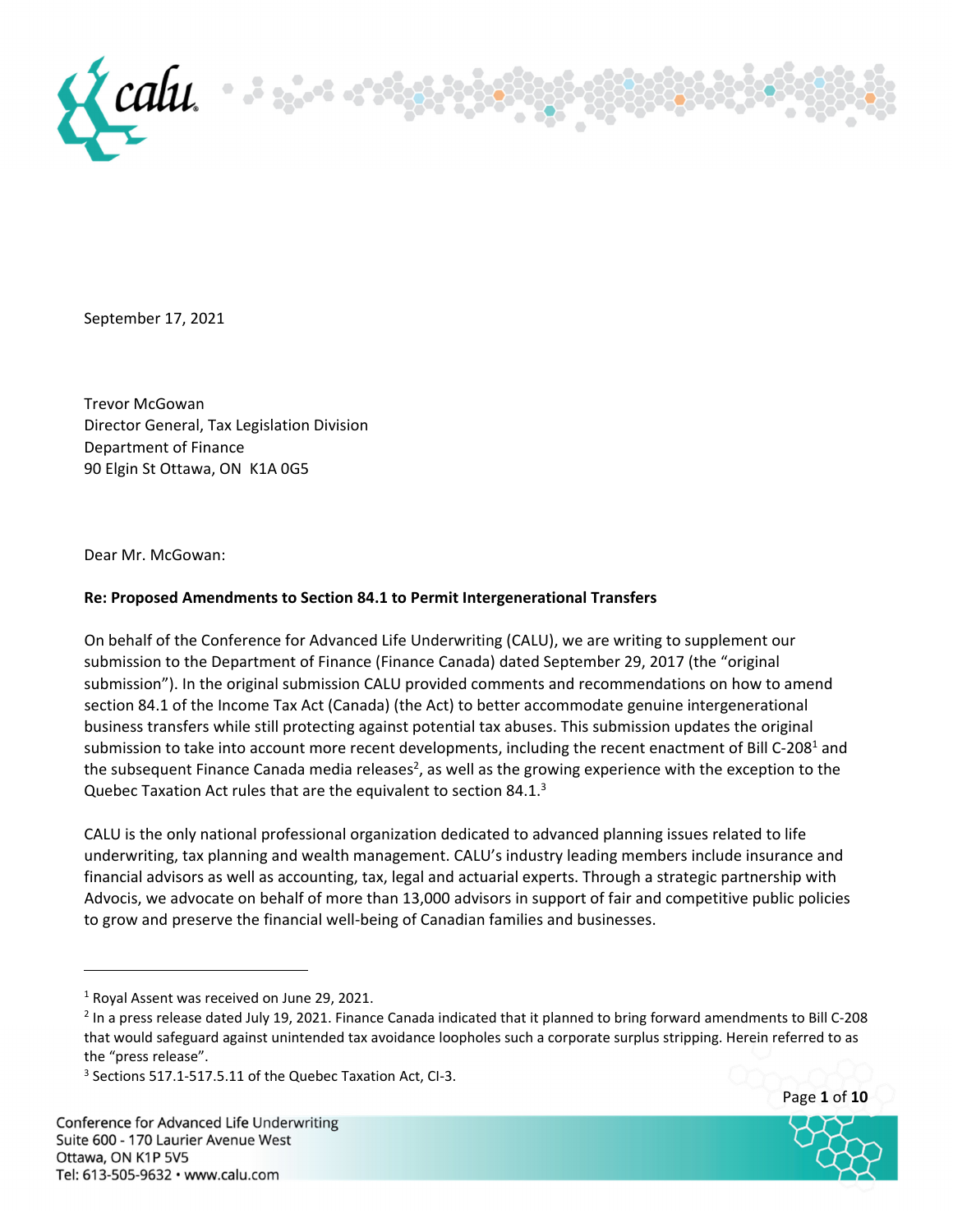September 17, 2021

Trevor McGowan
Director General, Tax Legislation Division
Department of Finance
90 Elgin St Ottawa, ON K1A 0G5

Dear Mr. McGowan:

**Re: Proposed Amendments to Section 84.1 to Permit Intergenerational Transfers**

On behalf of the Conference for Advanced Life Underwriting (CALU), we are writing to supplement our submission to the Department of Finance (Finance Canada) dated September 29, 2017 (the "original submission"). In the original submission CALU provided comments and recommendations on how to amend section 84.1 of the Income Tax Act (Canada) (the Act) to better accommodate genuine intergenerational business transfers while still protecting against potential tax abuses. This submission updates the original submission to take into account more recent developments, including the recent enactment of Bill C-208[1] and the subsequent Finance Canada media releases[2], as well as the growing experience with the exception to the Quebec Taxation Act rules that are the equivalent to section 84.1.[3]

CALU is the only national professional organization dedicated to advanced planning issues related to life underwriting, tax planning and wealth management. CALU's industry leading members include insurance and financial advisors as well as accounting, tax, legal and actuarial experts. Through a strategic partnership with Advocis, we advocate on behalf of more than 13,000 advisors in support of fair and competitive public policies to grow and preserve the financial well-being of Canadian families and businesses.

---

[1] Royal Assent was received on June 29, 2021.

[2] In a press release dated July 19, 2021. Finance Canada indicated that it planned to bring forward amendments to Bill C-208 that would safeguard against unintended tax avoidance loopholes such a corporate surplus stripping. Herein referred to as the "press release".

[3] Sections 517.1-517.5.11 of the Quebec Taxation Act, CI-3.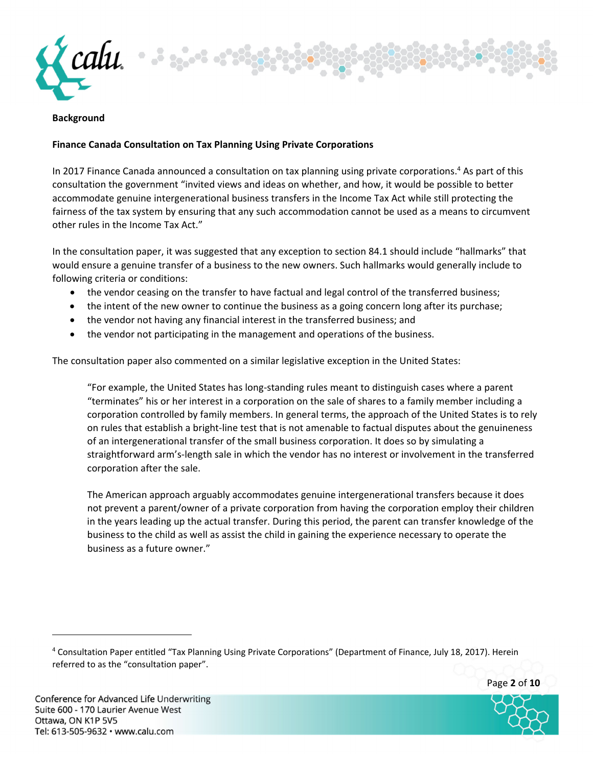**Background**

**Finance Canada Consultation on Tax Planning Using Private Corporations**

In 2017 Finance Canada announced a consultation on tax planning using private corporations.[4] As part of this consultation the government "invited views and ideas on whether, and how, it would be possible to better accommodate genuine intergenerational business transfers in the Income Tax Act while still protecting the fairness of the tax system by ensuring that any such accommodation cannot be used as a means to circumvent other rules in the Income Tax Act."

In the consultation paper, it was suggested that any exception to section 84.1 should include "hallmarks" that would ensure a genuine transfer of a business to the new owners. Such hallmarks would generally include to following criteria or conditions:

- the vendor ceasing on the transfer to have factual and legal control of the transferred business;
- the intent of the new owner to continue the business as a going concern long after its purchase;
- the vendor not having any financial interest in the transferred business; and
- the vendor not participating in the management and operations of the business.

The consultation paper also commented on a similar legislative exception in the United States:

> "For example, the United States has long-standing rules meant to distinguish cases where a parent "terminates" his or her interest in a corporation on the sale of shares to a family member including a corporation controlled by family members. In general terms, the approach of the United States is to rely on rules that establish a bright-line test that is not amenable to factual disputes about the genuineness of an intergenerational transfer of the small business corporation. It does so by simulating a straightforward arm's-length sale in which the vendor has no interest or involvement in the transferred corporation after the sale.
>
> The American approach arguably accommodates genuine intergenerational transfers because it does not prevent a parent/owner of a private corporation from having the corporation employ their children in the years leading up the actual transfer. During this period, the parent can transfer knowledge of the business to the child as well as assist the child in gaining the experience necessary to operate the business as a future owner."

---

[4] Consultation Paper entitled "Tax Planning Using Private Corporations" (Department of Finance, July 18, 2017). Herein referred to as the "consultation paper".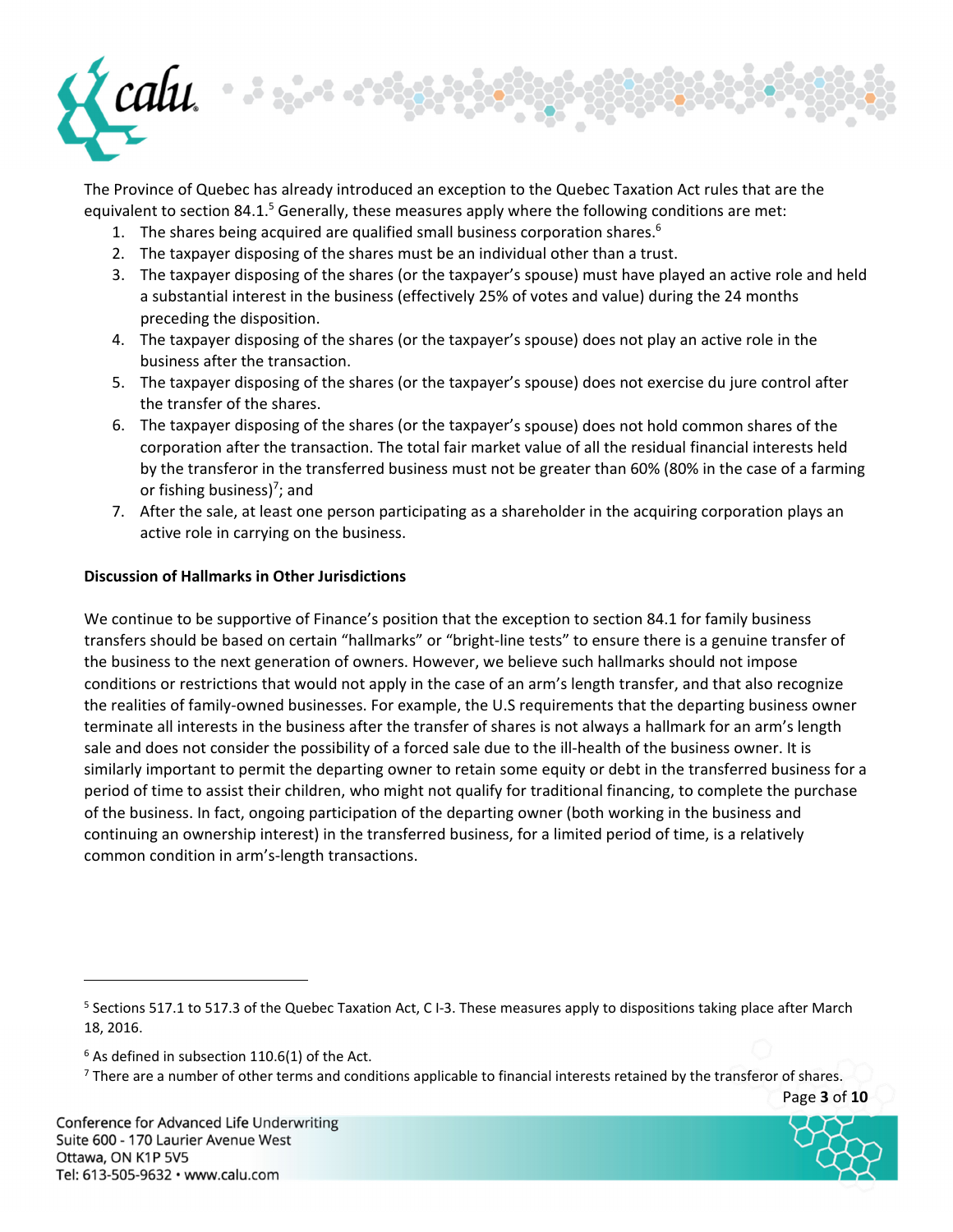The Province of Quebec has already introduced an exception to the Quebec Taxation Act rules that are the equivalent to section 84.1.[5] Generally, these measures apply where the following conditions are met:

1. The shares being acquired are qualified small business corporation shares.[6]
2. The taxpayer disposing of the shares must be an individual other than a trust.
3. The taxpayer disposing of the shares (or the taxpayer's spouse) must have played an active role and held a substantial interest in the business (effectively 25% of votes and value) during the 24 months preceding the disposition.
4. The taxpayer disposing of the shares (or the taxpayer's spouse) does not play an active role in the business after the transaction.
5. The taxpayer disposing of the shares (or the taxpayer's spouse) does not exercise du jure control after the transfer of the shares.
6. The taxpayer disposing of the shares (or the taxpayer's spouse) does not hold common shares of the corporation after the transaction. The total fair market value of all the residual financial interests held by the transferor in the transferred business must not be greater than 60% (80% in the case of a farming or fishing business)[7]; and
7. After the sale, at least one person participating as a shareholder in the acquiring corporation plays an active role in carrying on the business.

**Discussion of Hallmarks in Other Jurisdictions**

We continue to be supportive of Finance's position that the exception to section 84.1 for family business transfers should be based on certain "hallmarks" or "bright-line tests" to ensure there is a genuine transfer of the business to the next generation of owners. However, we believe such hallmarks should not impose conditions or restrictions that would not apply in the case of an arm's length transfer, and that also recognize the realities of family-owned businesses. For example, the U.S requirements that the departing business owner terminate all interests in the business after the transfer of shares is not always a hallmark for an arm's length sale and does not consider the possibility of a forced sale due to the ill-health of the business owner. It is similarly important to permit the departing owner to retain some equity or debt in the transferred business for a period of time to assist their children, who might not qualify for traditional financing, to complete the purchase of the business. In fact, ongoing participation of the departing owner (both working in the business and continuing an ownership interest) in the transferred business, for a limited period of time, is a relatively common condition in arm's-length transactions.

---

[5] Sections 517.1 to 517.3 of the Quebec Taxation Act, C I-3. These measures apply to dispositions taking place after March 18, 2016.

[6] As defined in subsection 110.6(1) of the Act.

[7] There are a number of other terms and conditions applicable to financial interests retained by the transferor of shares.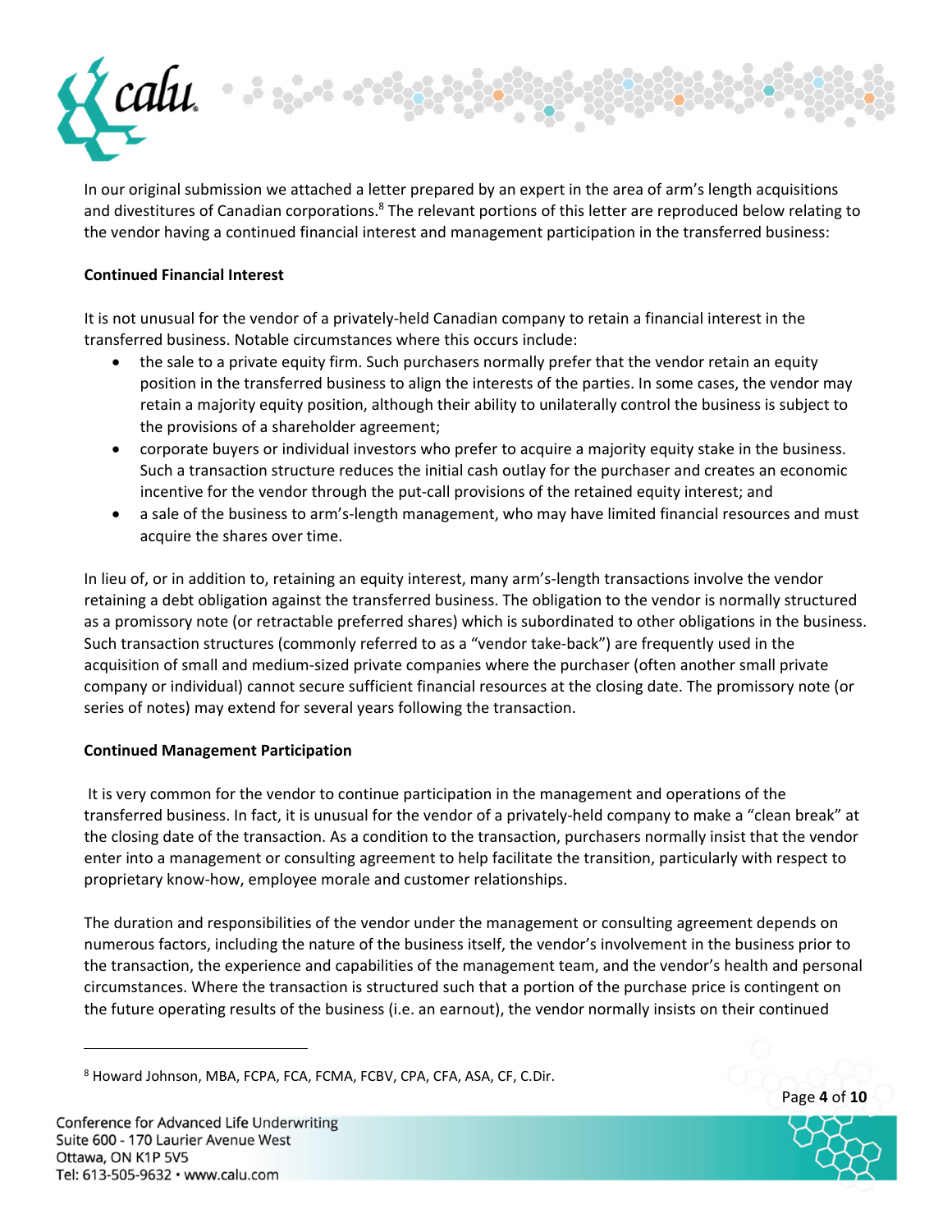In our original submission we attached a letter prepared by an expert in the area of arm's length acquisitions and divestitures of Canadian corporations.[8] The relevant portions of this letter are reproduced below relating to the vendor having a continued financial interest and management participation in the transferred business:

**Continued Financial Interest**

It is not unusual for the vendor of a privately-held Canadian company to retain a financial interest in the transferred business. Notable circumstances where this occurs include:

- the sale to a private equity firm. Such purchasers normally prefer that the vendor retain an equity position in the transferred business to align the interests of the parties. In some cases, the vendor may retain a majority equity position, although their ability to unilaterally control the business is subject to the provisions of a shareholder agreement;
- corporate buyers or individual investors who prefer to acquire a majority equity stake in the business. Such a transaction structure reduces the initial cash outlay for the purchaser and creates an economic incentive for the vendor through the put-call provisions of the retained equity interest; and
- a sale of the business to arm's-length management, who may have limited financial resources and must acquire the shares over time.

In lieu of, or in addition to, retaining an equity interest, many arm's-length transactions involve the vendor retaining a debt obligation against the transferred business. The obligation to the vendor is normally structured as a promissory note (or retractable preferred shares) which is subordinated to other obligations in the business. Such transaction structures (commonly referred to as a "vendor take-back") are frequently used in the acquisition of small and medium-sized private companies where the purchaser (often another small private company or individual) cannot secure sufficient financial resources at the closing date. The promissory note (or series of notes) may extend for several years following the transaction.

**Continued Management Participation**

It is very common for the vendor to continue participation in the management and operations of the transferred business. In fact, it is unusual for the vendor of a privately-held company to make a "clean break" at the closing date of the transaction. As a condition to the transaction, purchasers normally insist that the vendor enter into a management or consulting agreement to help facilitate the transition, particularly with respect to proprietary know-how, employee morale and customer relationships.

The duration and responsibilities of the vendor under the management or consulting agreement depends on numerous factors, including the nature of the business itself, the vendor's involvement in the business prior to the transaction, the experience and capabilities of the management team, and the vendor's health and personal circumstances. Where the transaction is structured such that a portion of the purchase price is contingent on the future operating results of the business (i.e. an earnout), the vendor normally insists on their continued

[8] Howard Johnson, MBA, FCPA, FCA, FCMA, FCBV, CPA, CFA, ASA, CF, C.Dir.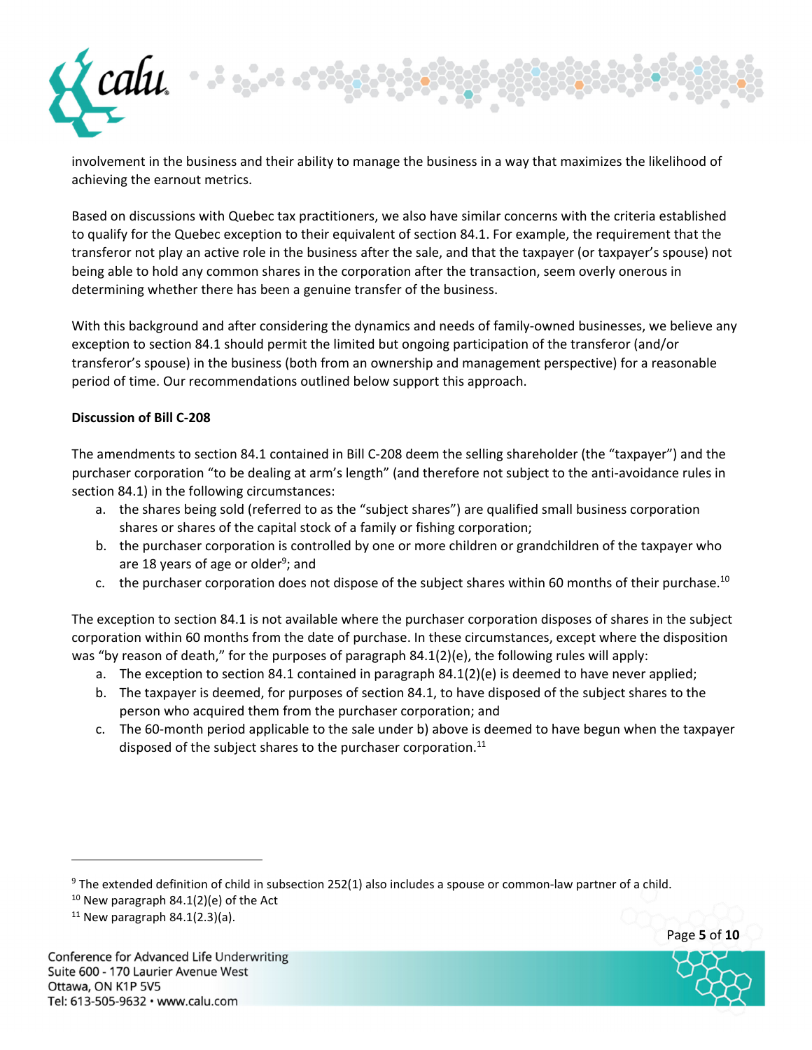involvement in the business and their ability to manage the business in a way that maximizes the likelihood of achieving the earnout metrics.

Based on discussions with Quebec tax practitioners, we also have similar concerns with the criteria established to qualify for the Quebec exception to their equivalent of section 84.1. For example, the requirement that the transferor not play an active role in the business after the sale, and that the taxpayer (or taxpayer's spouse) not being able to hold any common shares in the corporation after the transaction, seem overly onerous in determining whether there has been a genuine transfer of the business.

With this background and after considering the dynamics and needs of family-owned businesses, we believe any exception to section 84.1 should permit the limited but ongoing participation of the transferor (and/or transferor's spouse) in the business (both from an ownership and management perspective) for a reasonable period of time. Our recommendations outlined below support this approach.

**Discussion of Bill C-208**

The amendments to section 84.1 contained in Bill C-208 deem the selling shareholder (the "taxpayer") and the purchaser corporation "to be dealing at arm's length" (and therefore not subject to the anti-avoidance rules in section 84.1) in the following circumstances:

a. the shares being sold (referred to as the "subject shares") are qualified small business corporation shares or shares of the capital stock of a family or fishing corporation;
b. the purchaser corporation is controlled by one or more children or grandchildren of the taxpayer who are 18 years of age or older[9]; and
c. the purchaser corporation does not dispose of the subject shares within 60 months of their purchase.[10]

The exception to section 84.1 is not available where the purchaser corporation disposes of shares in the subject corporation within 60 months from the date of purchase. In these circumstances, except where the disposition was "by reason of death," for the purposes of paragraph 84.1(2)(e), the following rules will apply:

a. The exception to section 84.1 contained in paragraph 84.1(2)(e) is deemed to have never applied;
b. The taxpayer is deemed, for purposes of section 84.1, to have disposed of the subject shares to the person who acquired them from the purchaser corporation; and
c. The 60-month period applicable to the sale under b) above is deemed to have begun when the taxpayer disposed of the subject shares to the purchaser corporation.[11]

---

[9] The extended definition of child in subsection 252(1) also includes a spouse or common-law partner of a child.

[10] New paragraph 84.1(2)(e) of the Act

[11] New paragraph 84.1(2.3)(a).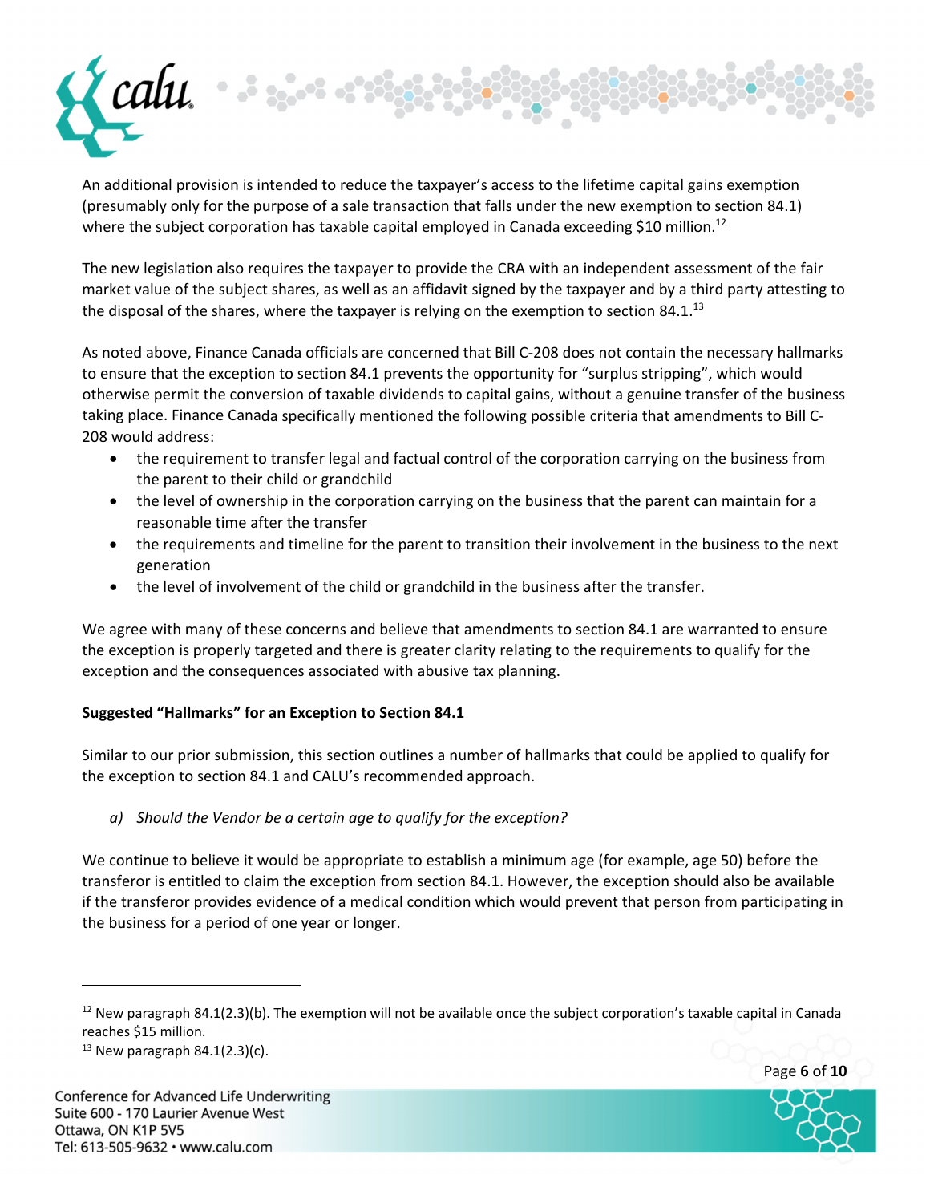An additional provision is intended to reduce the taxpayer's access to the lifetime capital gains exemption (presumably only for the purpose of a sale transaction that falls under the new exemption to section 84.1) where the subject corporation has taxable capital employed in Canada exceeding $10 million.[12]

The new legislation also requires the taxpayer to provide the CRA with an independent assessment of the fair market value of the subject shares, as well as an affidavit signed by the taxpayer and by a third party attesting to the disposal of the shares, where the taxpayer is relying on the exemption to section 84.1.[13]

As noted above, Finance Canada officials are concerned that Bill C-208 does not contain the necessary hallmarks to ensure that the exception to section 84.1 prevents the opportunity for "surplus stripping", which would otherwise permit the conversion of taxable dividends to capital gains, without a genuine transfer of the business taking place. Finance Canada specifically mentioned the following possible criteria that amendments to Bill C-208 would address:

- the requirement to transfer legal and factual control of the corporation carrying on the business from the parent to their child or grandchild
- the level of ownership in the corporation carrying on the business that the parent can maintain for a reasonable time after the transfer
- the requirements and timeline for the parent to transition their involvement in the business to the next generation
- the level of involvement of the child or grandchild in the business after the transfer.

We agree with many of these concerns and believe that amendments to section 84.1 are warranted to ensure the exception is properly targeted and there is greater clarity relating to the requirements to qualify for the exception and the consequences associated with abusive tax planning.

**Suggested "Hallmarks" for an Exception to Section 84.1**

Similar to our prior submission, this section outlines a number of hallmarks that could be applied to qualify for the exception to section 84.1 and CALU's recommended approach.

*a) Should the Vendor be a certain age to qualify for the exception?*

We continue to believe it would be appropriate to establish a minimum age (for example, age 50) before the transferor is entitled to claim the exception from section 84.1. However, the exception should also be available if the transferor provides evidence of a medical condition which would prevent that person from participating in the business for a period of one year or longer.

---

[12] New paragraph 84.1(2.3)(b). The exemption will not be available once the subject corporation's taxable capital in Canada reaches $15 million.

[13] New paragraph 84.1(2.3)(c).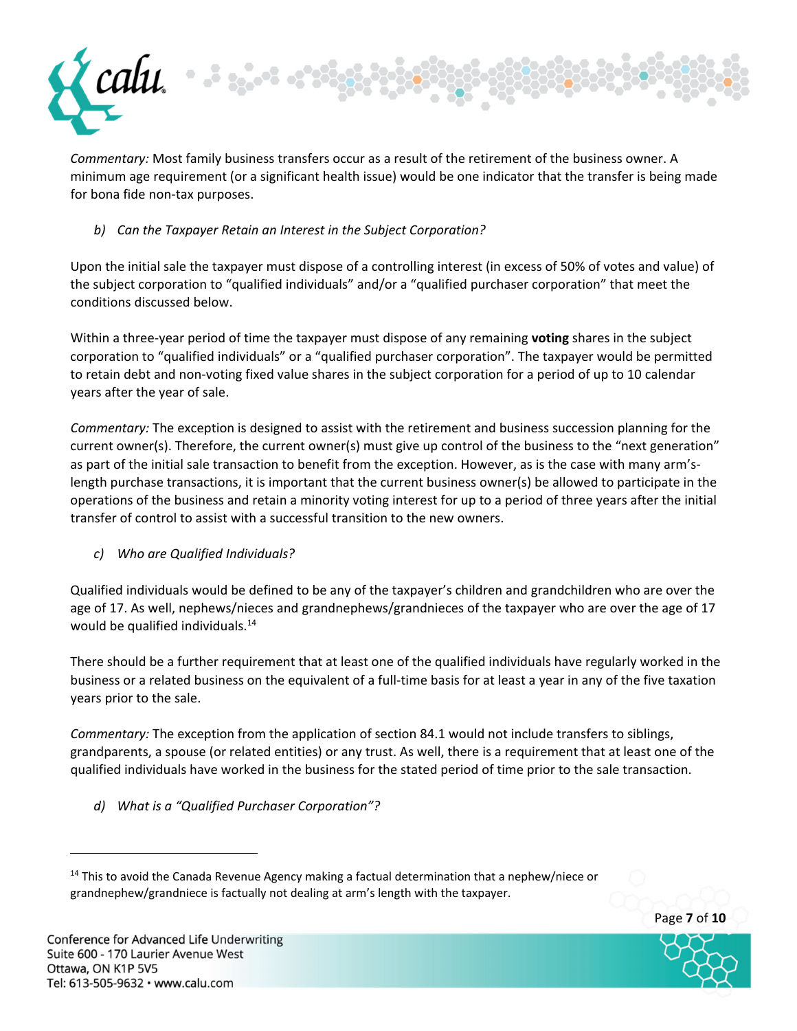*Commentary:* Most family business transfers occur as a result of the retirement of the business owner. A minimum age requirement (or a significant health issue) would be one indicator that the transfer is being made for bona fide non-tax purposes.

### *b) Can the Taxpayer Retain an Interest in the Subject Corporation?*

Upon the initial sale the taxpayer must dispose of a controlling interest (in excess of 50% of votes and value) of the subject corporation to "qualified individuals" and/or a "qualified purchaser corporation" that meet the conditions discussed below.

Within a three-year period of time the taxpayer must dispose of any remaining **voting** shares in the subject corporation to "qualified individuals" or a "qualified purchaser corporation". The taxpayer would be permitted to retain debt and non-voting fixed value shares in the subject corporation for a period of up to 10 calendar years after the year of sale.

*Commentary:* The exception is designed to assist with the retirement and business succession planning for the current owner(s). Therefore, the current owner(s) must give up control of the business to the "next generation" as part of the initial sale transaction to benefit from the exception. However, as is the case with many arm's-length purchase transactions, it is important that the current business owner(s) be allowed to participate in the operations of the business and retain a minority voting interest for up to a period of three years after the initial transfer of control to assist with a successful transition to the new owners.

### *c) Who are Qualified Individuals?*

Qualified individuals would be defined to be any of the taxpayer's children and grandchildren who are over the age of 17. As well, nephews/nieces and grandnephews/grandnieces of the taxpayer who are over the age of 17 would be qualified individuals.[14]

There should be a further requirement that at least one of the qualified individuals have regularly worked in the business or a related business on the equivalent of a full-time basis for at least a year in any of the five taxation years prior to the sale.

*Commentary:* The exception from the application of section 84.1 would not include transfers to siblings, grandparents, a spouse (or related entities) or any trust. As well, there is a requirement that at least one of the qualified individuals have worked in the business for the stated period of time prior to the sale transaction.

### *d) What is a "Qualified Purchaser Corporation"?*

---

[14] This to avoid the Canada Revenue Agency making a factual determination that a nephew/niece or grandnephew/grandniece is factually not dealing at arm's length with the taxpayer.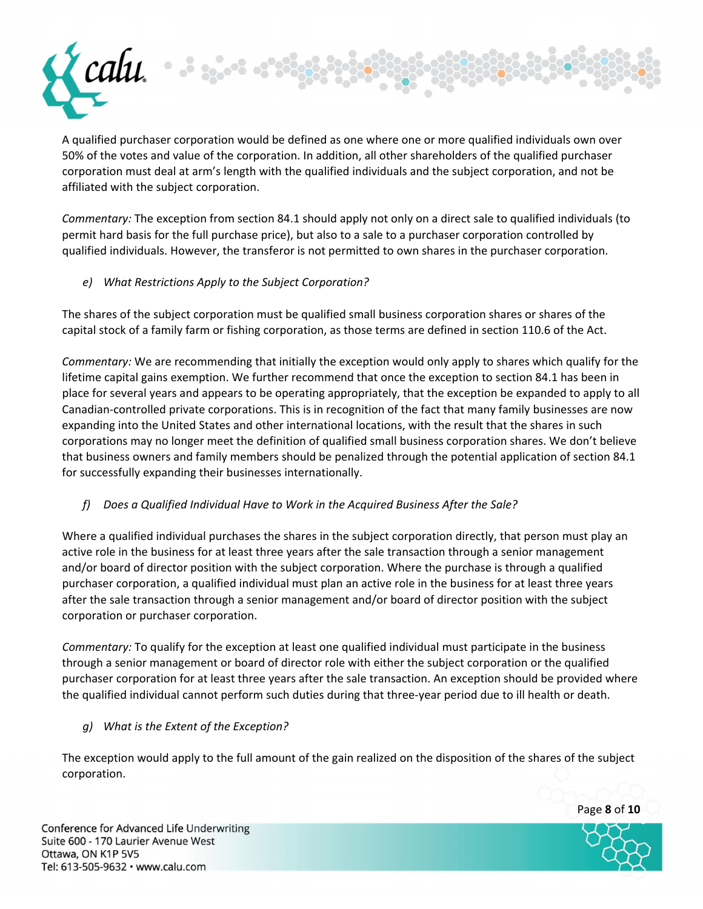A qualified purchaser corporation would be defined as one where one or more qualified individuals own over 50% of the votes and value of the corporation. In addition, all other shareholders of the qualified purchaser corporation must deal at arm's length with the qualified individuals and the subject corporation, and not be affiliated with the subject corporation.

*Commentary:* The exception from section 84.1 should apply not only on a direct sale to qualified individuals (to permit hard basis for the full purchase price), but also to a sale to a purchaser corporation controlled by qualified individuals. However, the transferor is not permitted to own shares in the purchaser corporation.

*e) What Restrictions Apply to the Subject Corporation?*

The shares of the subject corporation must be qualified small business corporation shares or shares of the capital stock of a family farm or fishing corporation, as those terms are defined in section 110.6 of the Act.

*Commentary:* We are recommending that initially the exception would only apply to shares which qualify for the lifetime capital gains exemption. We further recommend that once the exception to section 84.1 has been in place for several years and appears to be operating appropriately, that the exception be expanded to apply to all Canadian-controlled private corporations. This is in recognition of the fact that many family businesses are now expanding into the United States and other international locations, with the result that the shares in such corporations may no longer meet the definition of qualified small business corporation shares. We don't believe that business owners and family members should be penalized through the potential application of section 84.1 for successfully expanding their businesses internationally.

*f) Does a Qualified Individual Have to Work in the Acquired Business After the Sale?*

Where a qualified individual purchases the shares in the subject corporation directly, that person must play an active role in the business for at least three years after the sale transaction through a senior management and/or board of director position with the subject corporation. Where the purchase is through a qualified purchaser corporation, a qualified individual must plan an active role in the business for at least three years after the sale transaction through a senior management and/or board of director position with the subject corporation or purchaser corporation.

*Commentary:* To qualify for the exception at least one qualified individual must participate in the business through a senior management or board of director role with either the subject corporation or the qualified purchaser corporation for at least three years after the sale transaction. An exception should be provided where the qualified individual cannot perform such duties during that three-year period due to ill health or death.

*g) What is the Extent of the Exception?*

The exception would apply to the full amount of the gain realized on the disposition of the shares of the subject corporation.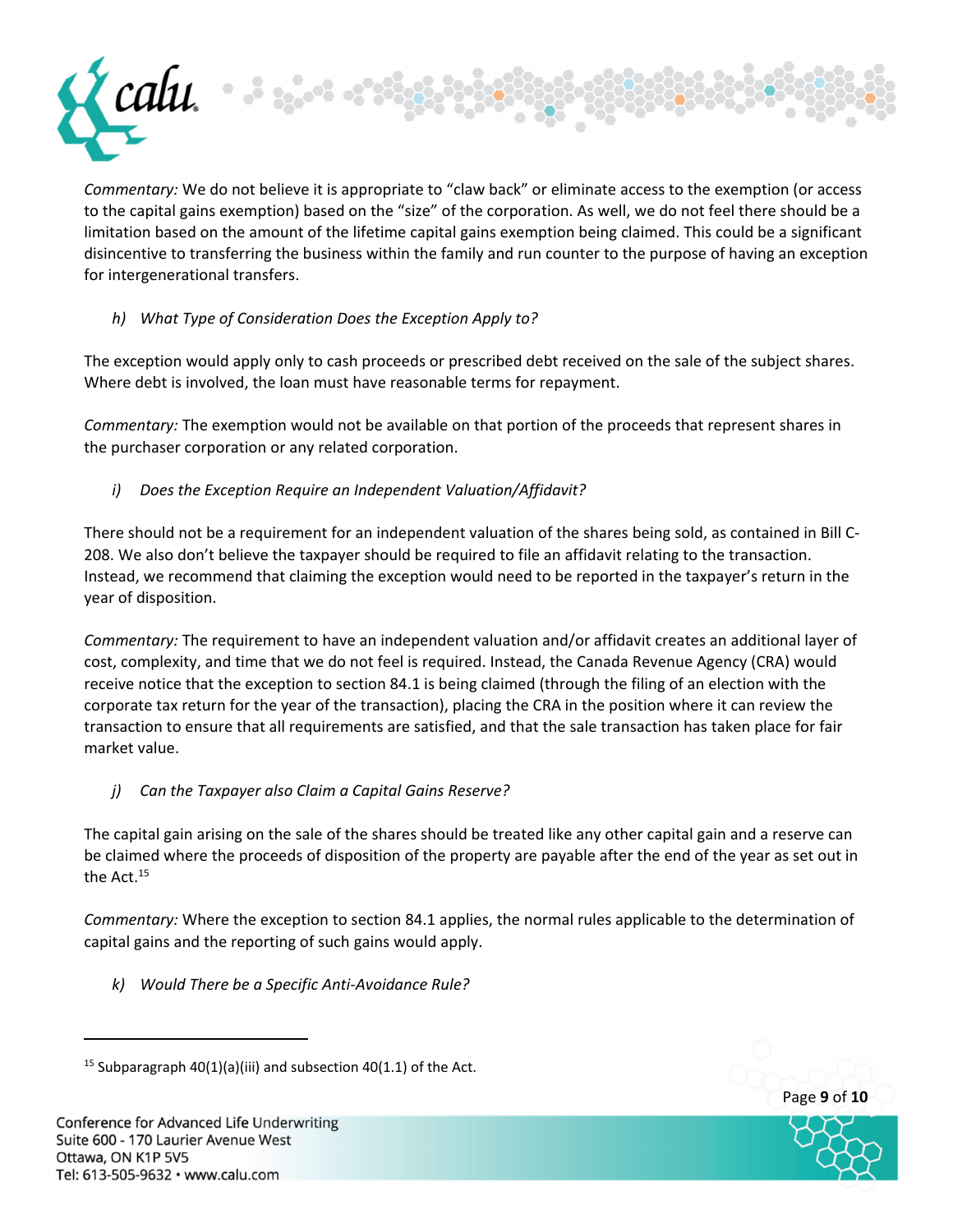*Commentary:* We do not believe it is appropriate to "claw back" or eliminate access to the exemption (or access to the capital gains exemption) based on the "size" of the corporation. As well, we do not feel there should be a limitation based on the amount of the lifetime capital gains exemption being claimed. This could be a significant disincentive to transferring the business within the family and run counter to the purpose of having an exception for intergenerational transfers.

*h) What Type of Consideration Does the Exception Apply to?*

The exception would apply only to cash proceeds or prescribed debt received on the sale of the subject shares. Where debt is involved, the loan must have reasonable terms for repayment.

*Commentary:* The exemption would not be available on that portion of the proceeds that represent shares in the purchaser corporation or any related corporation.

*i) Does the Exception Require an Independent Valuation/Affidavit?*

There should not be a requirement for an independent valuation of the shares being sold, as contained in Bill C-208. We also don't believe the taxpayer should be required to file an affidavit relating to the transaction. Instead, we recommend that claiming the exception would need to be reported in the taxpayer's return in the year of disposition.

*Commentary:* The requirement to have an independent valuation and/or affidavit creates an additional layer of cost, complexity, and time that we do not feel is required. Instead, the Canada Revenue Agency (CRA) would receive notice that the exception to section 84.1 is being claimed (through the filing of an election with the corporate tax return for the year of the transaction), placing the CRA in the position where it can review the transaction to ensure that all requirements are satisfied, and that the sale transaction has taken place for fair market value.

*j) Can the Taxpayer also Claim a Capital Gains Reserve?*

The capital gain arising on the sale of the shares should be treated like any other capital gain and a reserve can be claimed where the proceeds of disposition of the property are payable after the end of the year as set out in the Act.[15]

*Commentary:* Where the exception to section 84.1 applies, the normal rules applicable to the determination of capital gains and the reporting of such gains would apply.

*k) Would There be a Specific Anti-Avoidance Rule?*

---

[15] Subparagraph 40(1)(a)(iii) and subsection 40(1.1) of the Act.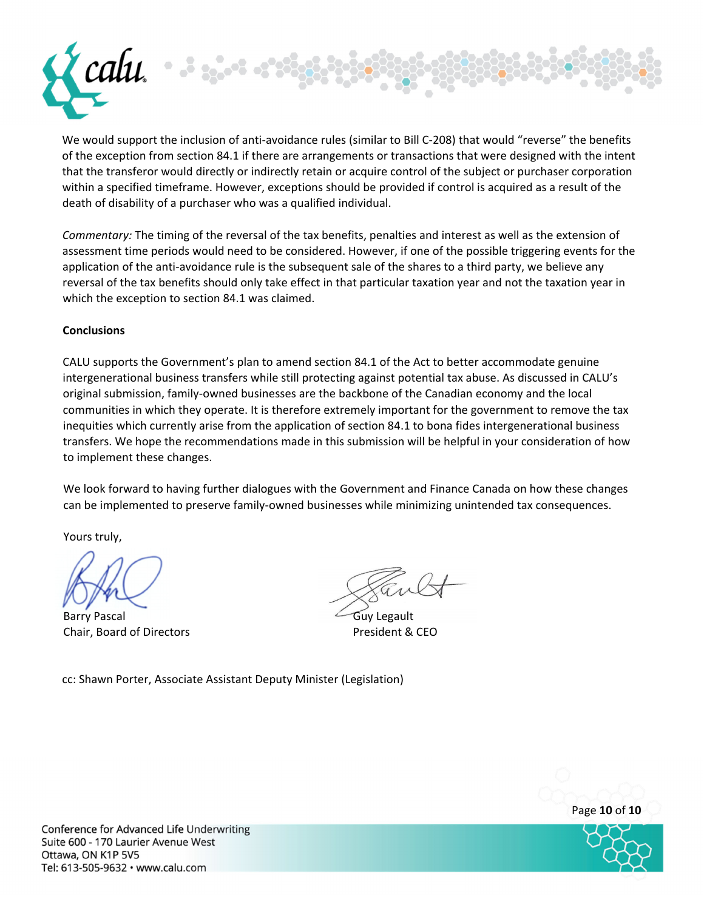We would support the inclusion of anti-avoidance rules (similar to Bill C-208) that would "reverse" the benefits of the exception from section 84.1 if there are arrangements or transactions that were designed with the intent that the transferor would directly or indirectly retain or acquire control of the subject or purchaser corporation within a specified timeframe. However, exceptions should be provided if control is acquired as a result of the death of disability of a purchaser who was a qualified individual.

*Commentary:* The timing of the reversal of the tax benefits, penalties and interest as well as the extension of assessment time periods would need to be considered. However, if one of the possible triggering events for the application of the anti-avoidance rule is the subsequent sale of the shares to a third party, we believe any reversal of the tax benefits should only take effect in that particular taxation year and not the taxation year in which the exception to section 84.1 was claimed.

**Conclusions**

CALU supports the Government's plan to amend section 84.1 of the Act to better accommodate genuine intergenerational business transfers while still protecting against potential tax abuse. As discussed in CALU's original submission, family-owned businesses are the backbone of the Canadian economy and the local communities in which they operate. It is therefore extremely important for the government to remove the tax inequities which currently arise from the application of section 84.1 to bona fides intergenerational business transfers. We hope the recommendations made in this submission will be helpful in your consideration of how to implement these changes.

We look forward to having further dialogues with the Government and Finance Canada on how these changes can be implemented to preserve family-owned businesses while minimizing unintended tax consequences.

Yours truly,

Barry Pascal
Chair, Board of Directors

Guy Legault
President & CEO

cc: Shawn Porter, Associate Assistant Deputy Minister (Legislation)